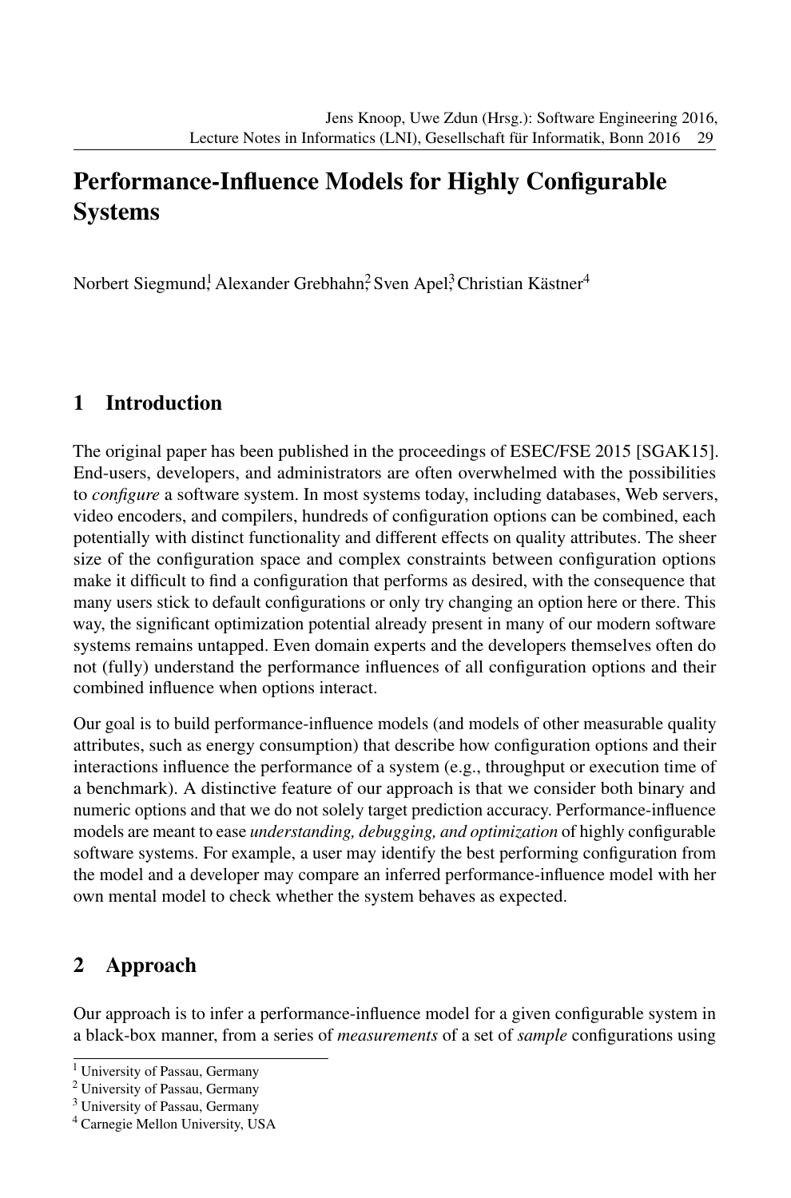# Performance-Influence Models for Highly Configurable Systems

Norbert Siegmund[1], Alexander Grebhahn[2], Sven Apel[3], Christian Kästner[4]

## 1 Introduction

The original paper has been published in the proceedings of ESEC/FSE 2015 [SGAK15]. End-users, developers, and administrators are often overwhelmed with the possibilities to *configure* a software system. In most systems today, including databases, Web servers, video encoders, and compilers, hundreds of configuration options can be combined, each potentially with distinct functionality and different effects on quality attributes. The sheer size of the configuration space and complex constraints between configuration options make it difficult to find a configuration that performs as desired, with the consequence that many users stick to default configurations or only try changing an option here or there. This way, the significant optimization potential already present in many of our modern software systems remains untapped. Even domain experts and the developers themselves often do not (fully) understand the performance influences of all configuration options and their combined influence when options interact.

Our goal is to build performance-influence models (and models of other measurable quality attributes, such as energy consumption) that describe how configuration options and their interactions influence the performance of a system (e.g., throughput or execution time of a benchmark). A distinctive feature of our approach is that we consider both binary and numeric options and that we do not solely target prediction accuracy. Performance-influence models are meant to ease *understanding, debugging, and optimization* of highly configurable software systems. For example, a user may identify the best performing configuration from the model and a developer may compare an inferred performance-influence model with her own mental model to check whether the system behaves as expected.

## 2 Approach

Our approach is to infer a performance-influence model for a given configurable system in a black-box manner, from a series of *measurements* of a set of *sample* configurations using

---

[1] University of Passau, Germany

[2] University of Passau, Germany

[3] University of Passau, Germany

[4] Carnegie Mellon University, USA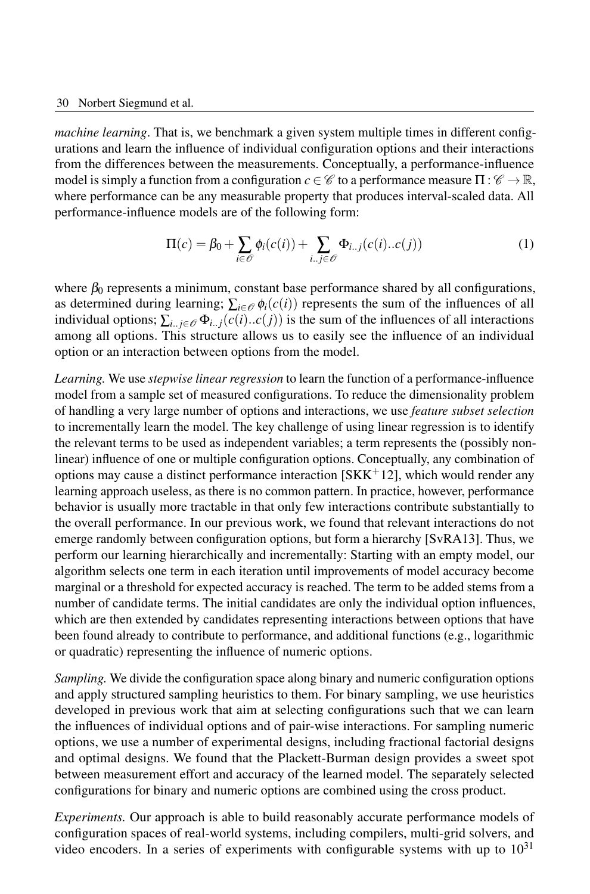*machine learning*. That is, we benchmark a given system multiple times in different configurations and learn the influence of individual configuration options and their interactions from the differences between the measurements. Conceptually, a performance-influence model is simply a function from a configuration $c \in \mathscr{C}$ to a performance measure $\Pi : \mathscr{C} \to \mathbb{R}$, where performance can be any measurable property that produces interval-scaled data. All performance-influence models are of the following form:

$$\Pi(c) = \beta_0 + \sum_{i \in \mathscr{O}} \phi_i(c(i)) + \sum_{i..j \in \mathscr{O}} \Phi_{i..j}(c(i)..c(j)) \tag{1}$$

where $\beta_0$ represents a minimum, constant base performance shared by all configurations, as determined during learning; $\sum_{i \in \mathscr{O}} \phi_i(c(i))$ represents the sum of the influences of all individual options; $\sum_{i..j \in \mathscr{O}} \Phi_{i..j}(c(i)..c(j))$ is the sum of the influences of all interactions among all options. This structure allows us to easily see the influence of an individual option or an interaction between options from the model.

*Learning.* We use *stepwise linear regression* to learn the function of a performance-influence model from a sample set of measured configurations. To reduce the dimensionality problem of handling a very large number of options and interactions, we use *feature subset selection* to incrementally learn the model. The key challenge of using linear regression is to identify the relevant terms to be used as independent variables; a term represents the (possibly nonlinear) influence of one or multiple configuration options. Conceptually, any combination of options may cause a distinct performance interaction [SKK+12], which would render any learning approach useless, as there is no common pattern. In practice, however, performance behavior is usually more tractable in that only few interactions contribute substantially to the overall performance. In our previous work, we found that relevant interactions do not emerge randomly between configuration options, but form a hierarchy [SvRA13]. Thus, we perform our learning hierarchically and incrementally: Starting with an empty model, our algorithm selects one term in each iteration until improvements of model accuracy become marginal or a threshold for expected accuracy is reached. The term to be added stems from a number of candidate terms. The initial candidates are only the individual option influences, which are then extended by candidates representing interactions between options that have been found already to contribute to performance, and additional functions (e.g., logarithmic or quadratic) representing the influence of numeric options.

*Sampling.* We divide the configuration space along binary and numeric configuration options and apply structured sampling heuristics to them. For binary sampling, we use heuristics developed in previous work that aim at selecting configurations such that we can learn the influences of individual options and of pair-wise interactions. For sampling numeric options, we use a number of experimental designs, including fractional factorial designs and optimal designs. We found that the Plackett-Burman design provides a sweet spot between measurement effort and accuracy of the learned model. The separately selected configurations for binary and numeric options are combined using the cross product.

*Experiments.* Our approach is able to build reasonably accurate performance models of configuration spaces of real-world systems, including compilers, multi-grid solvers, and video encoders. In a series of experiments with configurable systems with up to $10^{31}$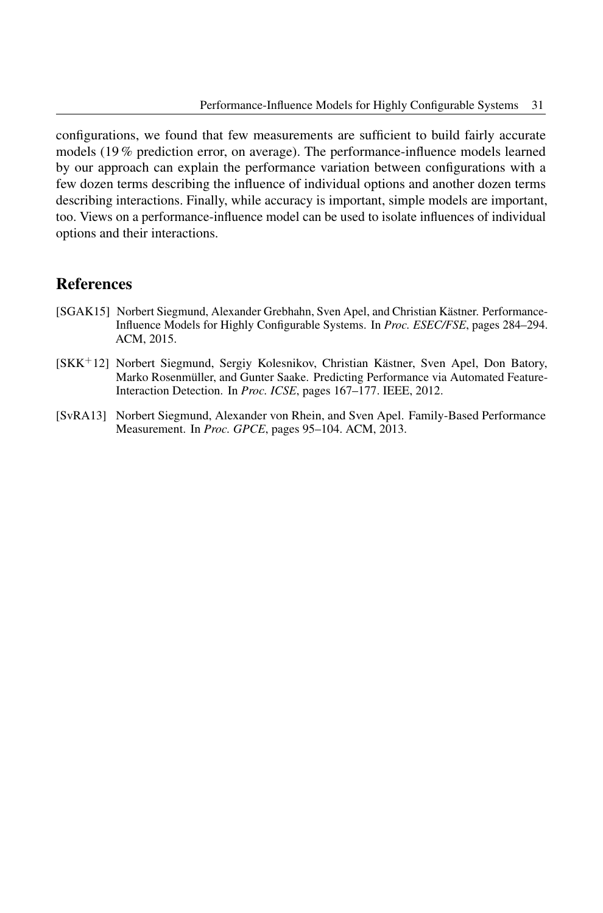configurations, we found that few measurements are sufficient to build fairly accurate models (19 % prediction error, on average). The performance-influence models learned by our approach can explain the performance variation between configurations with a few dozen terms describing the influence of individual options and another dozen terms describing interactions. Finally, while accuracy is important, simple models are important, too. Views on a performance-influence model can be used to isolate influences of individual options and their interactions.

## References

[SGAK15] Norbert Siegmund, Alexander Grebhahn, Sven Apel, and Christian Kästner. Performance-Influence Models for Highly Configurable Systems. In *Proc. ESEC/FSE*, pages 284–294. ACM, 2015.

[SKK+12] Norbert Siegmund, Sergiy Kolesnikov, Christian Kästner, Sven Apel, Don Batory, Marko Rosenmüller, and Gunter Saake. Predicting Performance via Automated Feature-Interaction Detection. In *Proc. ICSE*, pages 167–177. IEEE, 2012.

[SvRA13] Norbert Siegmund, Alexander von Rhein, and Sven Apel. Family-Based Performance Measurement. In *Proc. GPCE*, pages 95–104. ACM, 2013.